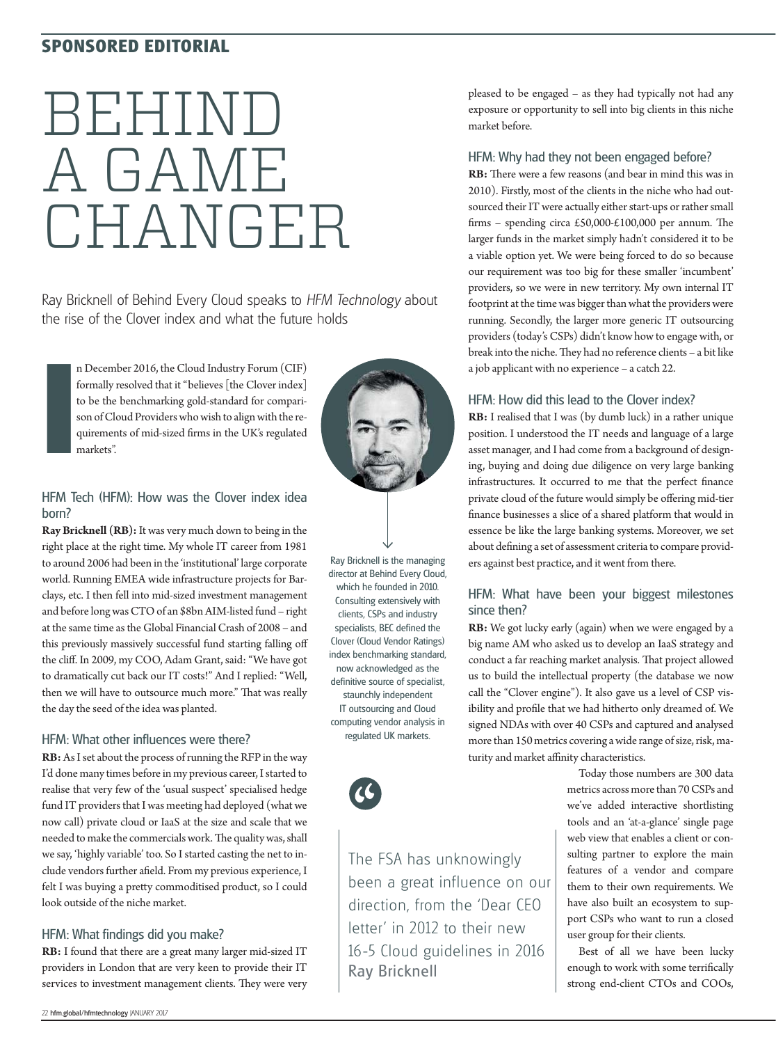## SPONSORED EDITORIAL

# BEHIND A GAME CHANGER

Ray Bricknell of Behind Every Cloud speaks to *HFM Technology* about the rise of the Clover index and what the future holds

In December 2016, the Cloud Industry Forum (CIF) formally resolved that it "believes [the Clover index] to be the benchmarking gold-standard for comparison of Cloud Providers who wish to align with the requirements of mid-sized firms in the UK's regulated markets".

Ray Bricknell is the managing director at Behind Every Cloud, which he founded in 2010. Consulting extensively with clients, CSPs and industry specialists, BEC defined the Clover (Cloud Vendor Ratings) index benchmarking standard, now acknowledged as the definitive source of specialist, staunchly independent IT outsourcing and Cloud computing vendor analysis in regulated UK markets.

### HFM Tech (HFM): How was the Clover index idea born?

**Ray Bricknell (RB):** It was very much down to being in the right place at the right time. My whole IT career from 1981 to around 2006 had been in the 'institutional' large corporate world. Running EMEA wide infrastructure projects for Barclays, etc. I then fell into mid-sized investment management and before long was CTO of an $8bn AIM-listed fund – right at the same time as the Global Financial Crash of 2008 – and this previously massively successful fund starting falling off the cliff. In 2009, my COO, Adam Grant, said: "We have got to dramatically cut back our IT costs!" And I replied: "Well, then we will have to outsource much more." That was really the day the seed of the idea was planted.

### HFM: What other influences were there?

**RB:** As I set about the process of running the RFP in the way I'd done many times before in my previous career, I started to realise that very few of the 'usual suspect' specialised hedge fund IT providers that I was meeting had deployed (what we now call) private cloud or IaaS at the size and scale that we needed to make the commercials work. The quality was, shall we say, 'highly variable' too. So I started casting the net to include vendors further afield. From my previous experience, I felt I was buying a pretty commoditised product, so I could look outside of the niche market.

### HFM: What findings did you make?

**RB:** I found that there are a great many larger mid-sized IT providers in London that are very keen to provide their IT services to investment management clients. They were very pleased to be engaged – as they had typically not had any exposure or opportunity to sell into big clients in this niche market before.

### HFM: Why had they not been engaged before?

**RB:** There were a few reasons (and bear in mind this was in 2010). Firstly, most of the clients in the niche who had outsourced their IT were actually either start-ups or rather small firms – spending circa £50,000-£100,000 per annum. The larger funds in the market simply hadn't considered it to be a viable option yet. We were being forced to do so because our requirement was too big for these smaller 'incumbent' providers, so we were in new territory. My own internal IT footprint at the time was bigger than what the providers were running. Secondly, the larger more generic IT outsourcing providers (today's CSPs) didn't know how to engage with, or break into the niche. They had no reference clients – a bit like a job applicant with no experience – a catch 22.

### HFM: How did this lead to the Clover index?

**RB:** I realised that I was (by dumb luck) in a rather unique position. I understood the IT needs and language of a large asset manager, and I had come from a background of designing, buying and doing due diligence on very large banking infrastructures. It occurred to me that the perfect finance private cloud of the future would simply be offering mid-tier finance businesses a slice of a shared platform that would in essence be like the large banking systems. Moreover, we set about defining a set of assessment criteria to compare providers against best practice, and it went from there.

### HFM: What have been your biggest milestones since then?

**RB:** We got lucky early (again) when we were engaged by a big name AM who asked us to develop an IaaS strategy and conduct a far reaching market analysis. That project allowed us to build the intellectual property (the database we now call the "Clover engine"). It also gave us a level of CSP visibility and profile that we had hitherto only dreamed of. We signed NDAs with over 40 CSPs and captured and analysed more than 150 metrics covering a wide range of size, risk, maturity and market affinity characteristics.

> The FSA has unknowingly been a great influence on our direction, from the 'Dear CEO letter' in 2012 to their new 16-5 Cloud guidelines in 2016
> Ray Bricknell

Today those numbers are 300 data metrics across more than 70 CSPs and we've added interactive shortlisting tools and an 'at-a-glance' single page web view that enables a client or consulting partner to explore the main features of a vendor and compare them to their own requirements. We have also built an ecosystem to support CSPs who want to run a closed user group for their clients.

Best of all we have been lucky enough to work with some terrifically strong end-client CTOs and COOs,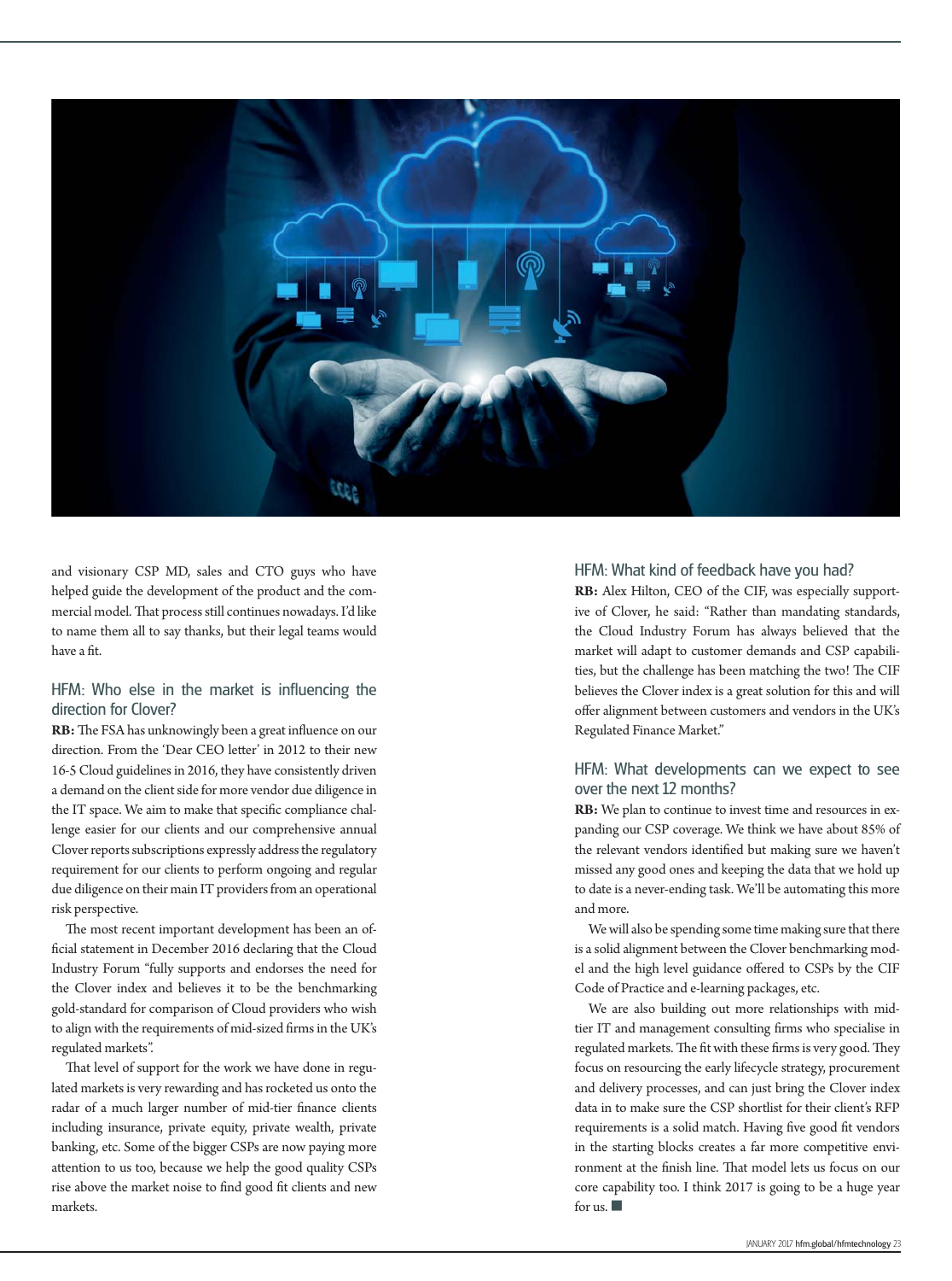and visionary CSP MD, sales and CTO guys who have helped guide the development of the product and the commercial model. That process still continues nowadays. I'd like to name them all to say thanks, but their legal teams would have a fit.

## HFM: Who else in the market is influencing the direction for Clover?

**RB:** The FSA has unknowingly been a great influence on our direction. From the 'Dear CEO letter' in 2012 to their new 16-5 Cloud guidelines in 2016, they have consistently driven a demand on the client side for more vendor due diligence in the IT space. We aim to make that specific compliance challenge easier for our clients and our comprehensive annual Clover reports subscriptions expressly address the regulatory requirement for our clients to perform ongoing and regular due diligence on their main IT providers from an operational risk perspective.

The most recent important development has been an official statement in December 2016 declaring that the Cloud Industry Forum "fully supports and endorses the need for the Clover index and believes it to be the benchmarking gold-standard for comparison of Cloud providers who wish to align with the requirements of mid-sized firms in the UK's regulated markets".

That level of support for the work we have done in regulated markets is very rewarding and has rocketed us onto the radar of a much larger number of mid-tier finance clients including insurance, private equity, private wealth, private banking, etc. Some of the bigger CSPs are now paying more attention to us too, because we help the good quality CSPs rise above the market noise to find good fit clients and new markets.

## HFM: What kind of feedback have you had?

**RB:** Alex Hilton, CEO of the CIF, was especially supportive of Clover, he said: "Rather than mandating standards, the Cloud Industry Forum has always believed that the market will adapt to customer demands and CSP capabilities, but the challenge has been matching the two! The CIF believes the Clover index is a great solution for this and will offer alignment between customers and vendors in the UK's Regulated Finance Market."

## HFM: What developments can we expect to see over the next 12 months?

**RB:** We plan to continue to invest time and resources in expanding our CSP coverage. We think we have about 85% of the relevant vendors identified but making sure we haven't missed any good ones and keeping the data that we hold up to date is a never-ending task. We'll be automating this more and more.

We will also be spending some time making sure that there is a solid alignment between the Clover benchmarking model and the high level guidance offered to CSPs by the CIF Code of Practice and e-learning packages, etc.

We are also building out more relationships with mid-tier IT and management consulting firms who specialise in regulated markets. The fit with these firms is very good. They focus on resourcing the early lifecycle strategy, procurement and delivery processes, and can just bring the Clover index data in to make sure the CSP shortlist for their client's RFP requirements is a solid match. Having five good fit vendors in the starting blocks creates a far more competitive environment at the finish line. That model lets us focus on our core capability too. I think 2017 is going to be a huge year for us. ■